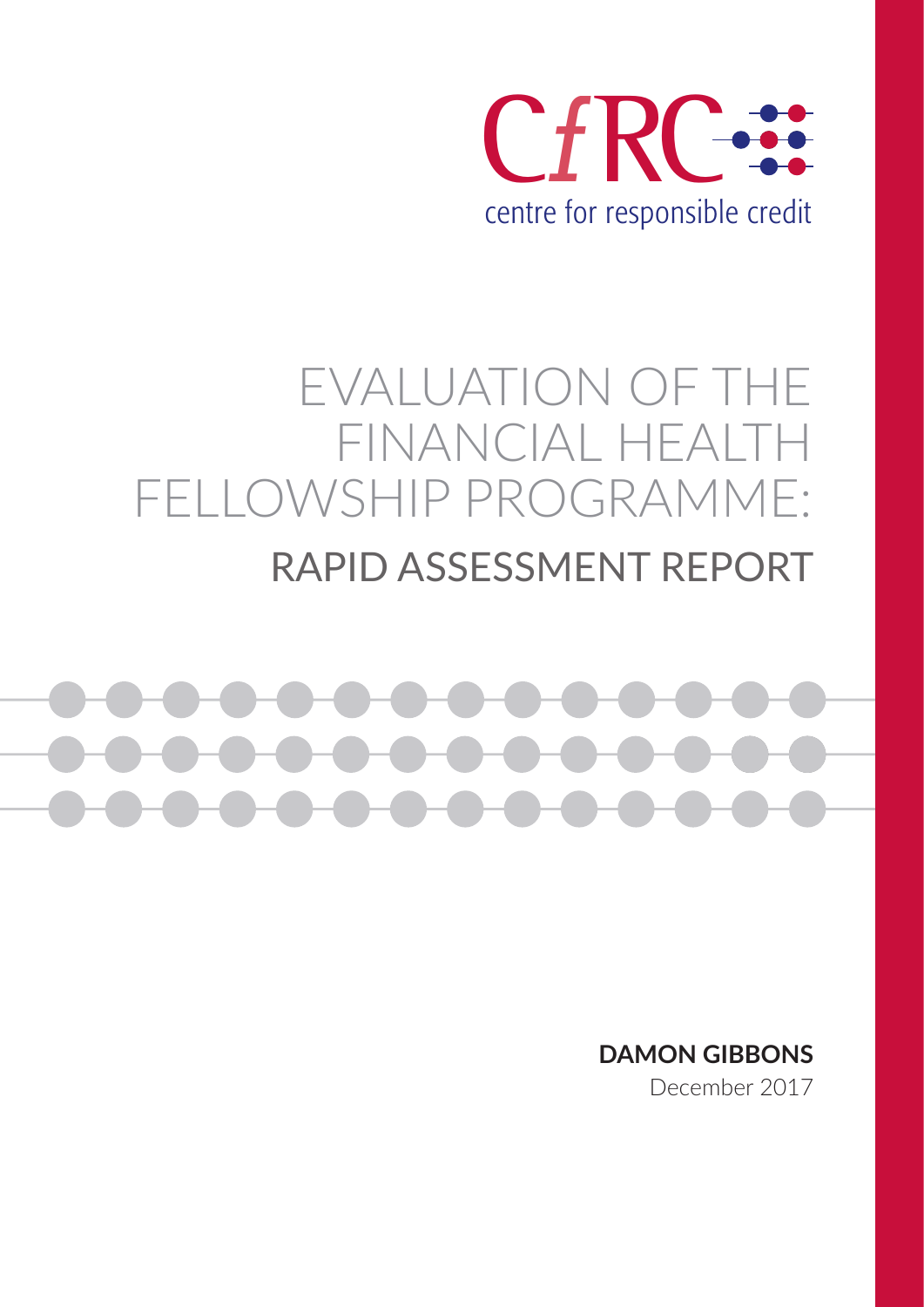CfRC

centre for responsible credit

# EVALUATION OF THE FINANCIAL HEALTH FELLOWSHIP PROGRAMME:

## RAPID ASSESSMENT REPORT

**DAMON GIBBONS**

December 2017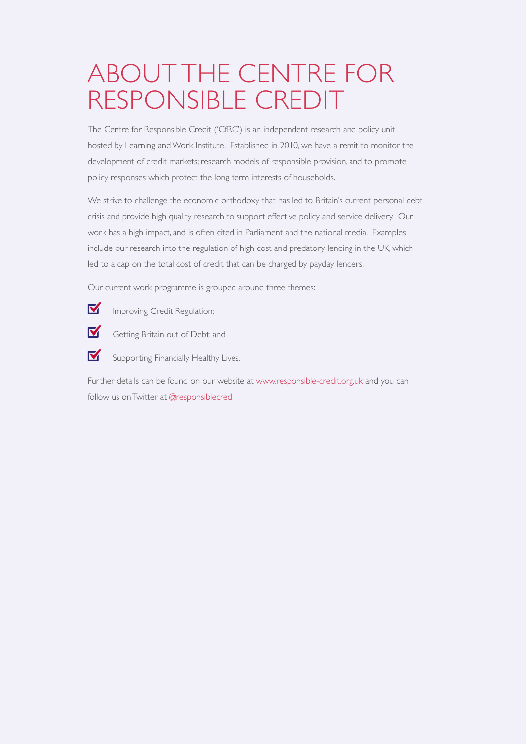# ABOUT THE CENTRE FOR RESPONSIBLE CREDIT

The Centre for Responsible Credit ('CfRC') is an independent research and policy unit hosted by Learning and Work Institute. Established in 2010, we have a remit to monitor the development of credit markets; research models of responsible provision, and to promote policy responses which protect the long term interests of households.

We strive to challenge the economic orthodoxy that has led to Britain's current personal debt crisis and provide high quality research to support effective policy and service delivery. Our work has a high impact, and is often cited in Parliament and the national media. Examples include our research into the regulation of high cost and predatory lending in the UK, which led to a cap on the total cost of credit that can be charged by payday lenders.

Our current work programme is grouped around three themes:

- Improving Credit Regulation;
- Getting Britain out of Debt; and
- Supporting Financially Healthy Lives.

Further details can be found on our website at www.responsible-credit.org.uk and you can follow us on Twitter at @responsiblecred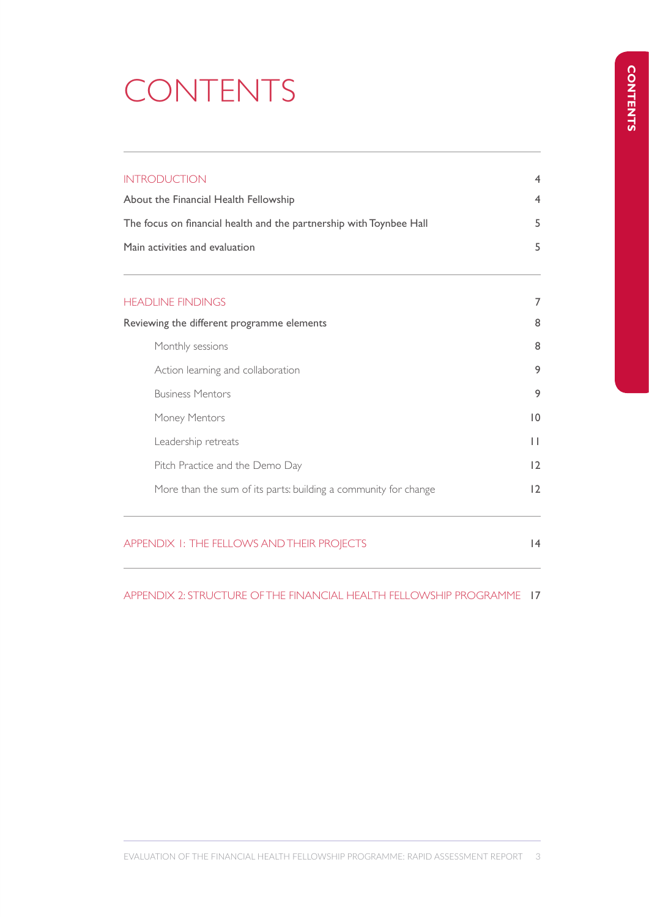# CONTENTS

| | |
|---|---|
| INTRODUCTION | 4 |
| About the Financial Health Fellowship | 4 |
| The focus on financial health and the partnership with Toynbee Hall | 5 |
| Main activities and evaluation | 5 |
| HEADLINE FINDINGS | 7 |
| Reviewing the different programme elements | 8 |
| Monthly sessions | 8 |
| Action learning and collaboration | 9 |
| Business Mentors | 9 |
| Money Mentors | 10 |
| Leadership retreats | 11 |
| Pitch Practice and the Demo Day | 12 |
| More than the sum of its parts: building a community for change | 12 |
| APPENDIX 1: THE FELLOWS AND THEIR PROJECTS | 14 |
| APPENDIX 2: STRUCTURE OF THE FINANCIAL HEALTH FELLOWSHIP PROGRAMME | 17 |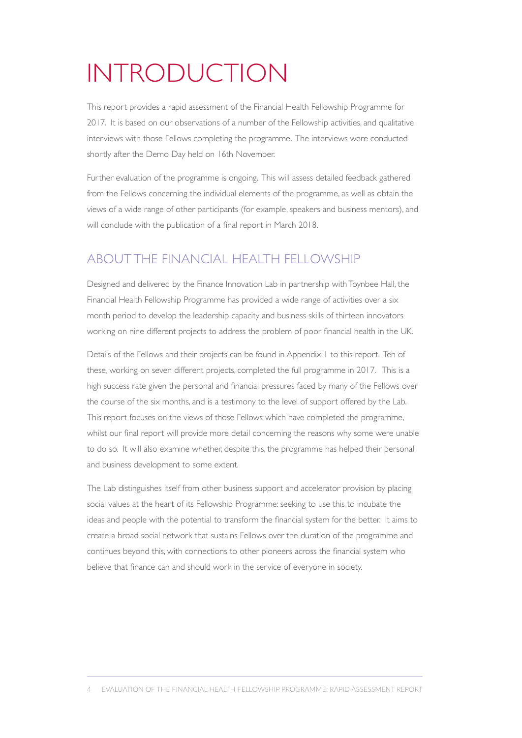# INTRODUCTION

This report provides a rapid assessment of the Financial Health Fellowship Programme for 2017. It is based on our observations of a number of the Fellowship activities, and qualitative interviews with those Fellows completing the programme. The interviews were conducted shortly after the Demo Day held on 16th November.

Further evaluation of the programme is ongoing. This will assess detailed feedback gathered from the Fellows concerning the individual elements of the programme, as well as obtain the views of a wide range of other participants (for example, speakers and business mentors), and will conclude with the publication of a final report in March 2018.

## ABOUT THE FINANCIAL HEALTH FELLOWSHIP

Designed and delivered by the Finance Innovation Lab in partnership with Toynbee Hall, the Financial Health Fellowship Programme has provided a wide range of activities over a six month period to develop the leadership capacity and business skills of thirteen innovators working on nine different projects to address the problem of poor financial health in the UK.

Details of the Fellows and their projects can be found in Appendix 1 to this report. Ten of these, working on seven different projects, completed the full programme in 2017. This is a high success rate given the personal and financial pressures faced by many of the Fellows over the course of the six months, and is a testimony to the level of support offered by the Lab. This report focuses on the views of those Fellows which have completed the programme, whilst our final report will provide more detail concerning the reasons why some were unable to do so. It will also examine whether, despite this, the programme has helped their personal and business development to some extent.

The Lab distinguishes itself from other business support and accelerator provision by placing social values at the heart of its Fellowship Programme: seeking to use this to incubate the ideas and people with the potential to transform the financial system for the better. It aims to create a broad social network that sustains Fellows over the duration of the programme and continues beyond this, with connections to other pioneers across the financial system who believe that finance can and should work in the service of everyone in society.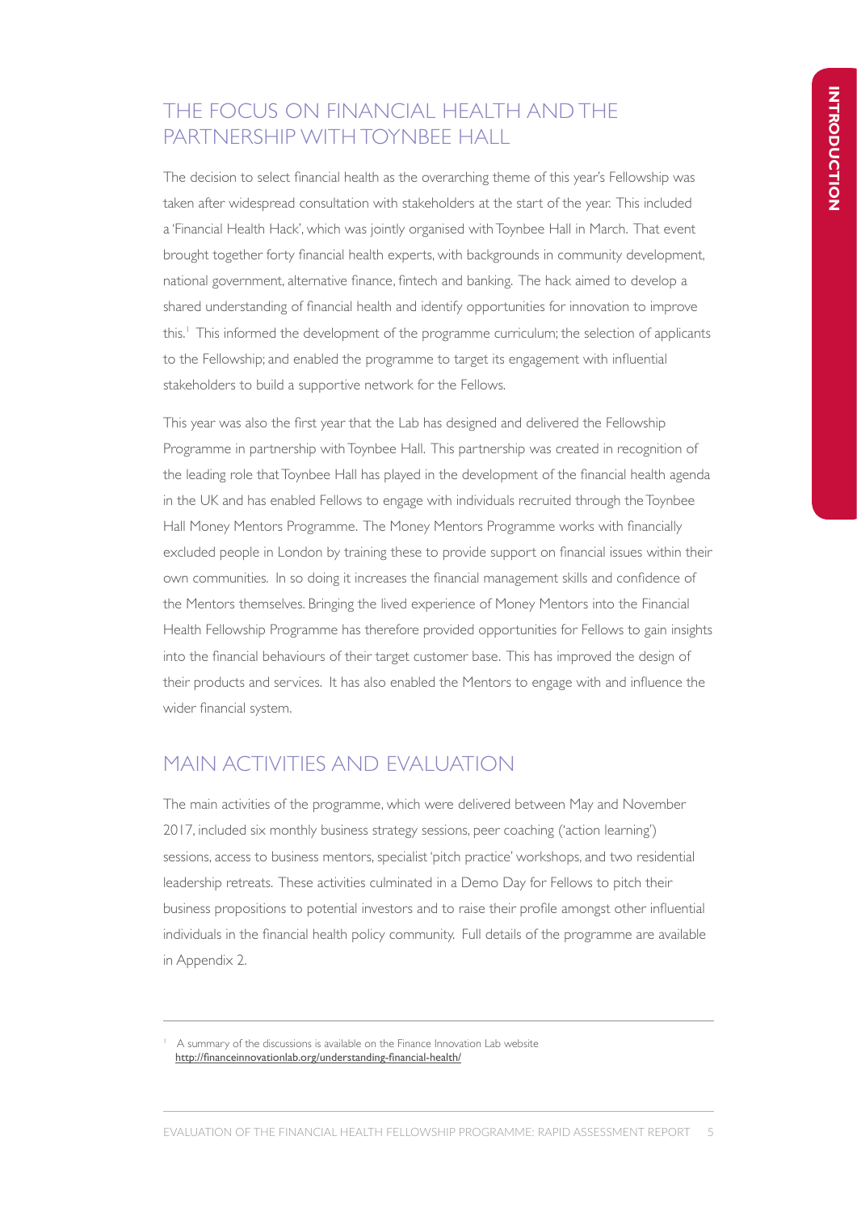## THE FOCUS ON FINANCIAL HEALTH AND THE PARTNERSHIP WITH TOYNBEE HALL

The decision to select financial health as the overarching theme of this year's Fellowship was taken after widespread consultation with stakeholders at the start of the year. This included a 'Financial Health Hack', which was jointly organised with Toynbee Hall in March. That event brought together forty financial health experts, with backgrounds in community development, national government, alternative finance, fintech and banking. The hack aimed to develop a shared understanding of financial health and identify opportunities for innovation to improve this.[1] This informed the development of the programme curriculum; the selection of applicants to the Fellowship; and enabled the programme to target its engagement with influential stakeholders to build a supportive network for the Fellows.

This year was also the first year that the Lab has designed and delivered the Fellowship Programme in partnership with Toynbee Hall. This partnership was created in recognition of the leading role that Toynbee Hall has played in the development of the financial health agenda in the UK and has enabled Fellows to engage with individuals recruited through the Toynbee Hall Money Mentors Programme. The Money Mentors Programme works with financially excluded people in London by training these to provide support on financial issues within their own communities. In so doing it increases the financial management skills and confidence of the Mentors themselves. Bringing the lived experience of Money Mentors into the Financial Health Fellowship Programme has therefore provided opportunities for Fellows to gain insights into the financial behaviours of their target customer base. This has improved the design of their products and services. It has also enabled the Mentors to engage with and influence the wider financial system.

## MAIN ACTIVITIES AND EVALUATION

The main activities of the programme, which were delivered between May and November 2017, included six monthly business strategy sessions, peer coaching ('action learning') sessions, access to business mentors, specialist 'pitch practice' workshops, and two residential leadership retreats. These activities culminated in a Demo Day for Fellows to pitch their business propositions to potential investors and to raise their profile amongst other influential individuals in the financial health policy community. Full details of the programme are available in Appendix 2.

---

[1] A summary of the discussions is available on the Finance Innovation Lab website http://financeinnovationlab.org/understanding-financial-health/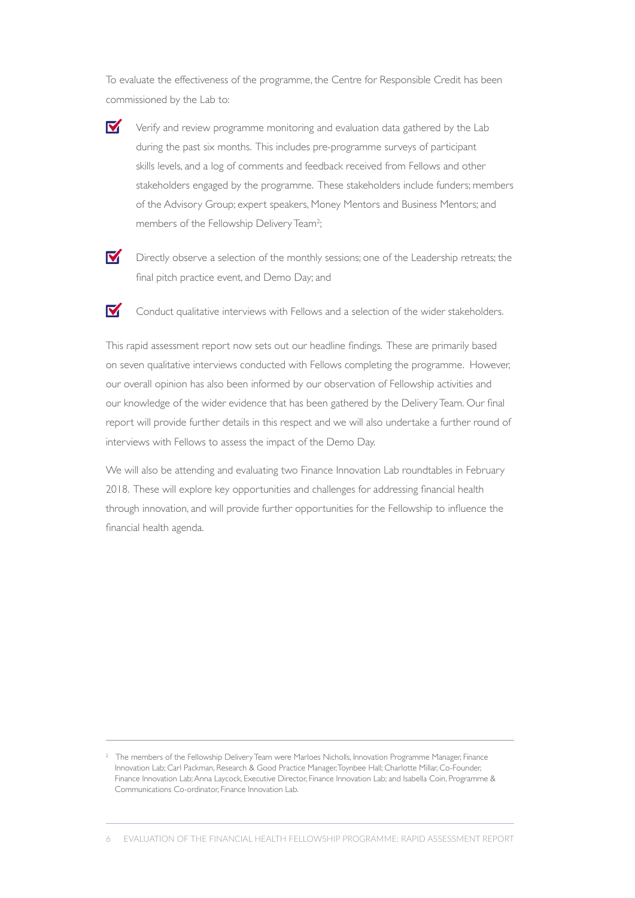To evaluate the effectiveness of the programme, the Centre for Responsible Credit has been commissioned by the Lab to:

- Verify and review programme monitoring and evaluation data gathered by the Lab during the past six months. This includes pre-programme surveys of participant skills levels, and a log of comments and feedback received from Fellows and other stakeholders engaged by the programme. These stakeholders include funders; members of the Advisory Group; expert speakers, Money Mentors and Business Mentors; and members of the Fellowship Delivery Team[2];
- Directly observe a selection of the monthly sessions; one of the Leadership retreats; the final pitch practice event, and Demo Day; and
- Conduct qualitative interviews with Fellows and a selection of the wider stakeholders.

This rapid assessment report now sets out our headline findings. These are primarily based on seven qualitative interviews conducted with Fellows completing the programme. However, our overall opinion has also been informed by our observation of Fellowship activities and our knowledge of the wider evidence that has been gathered by the Delivery Team. Our final report will provide further details in this respect and we will also undertake a further round of interviews with Fellows to assess the impact of the Demo Day.

We will also be attending and evaluating two Finance Innovation Lab roundtables in February 2018. These will explore key opportunities and challenges for addressing financial health through innovation, and will provide further opportunities for the Fellowship to influence the financial health agenda.

---

[2] The members of the Fellowship Delivery Team were Marloes Nicholls, Innovation Programme Manager, Finance Innovation Lab; Carl Packman, Research & Good Practice Manager, Toynbee Hall; Charlotte Millar, Co-Founder, Finance Innovation Lab; Anna Laycock, Executive Director, Finance Innovation Lab; and Isabella Coin, Programme & Communications Co-ordinator, Finance Innovation Lab.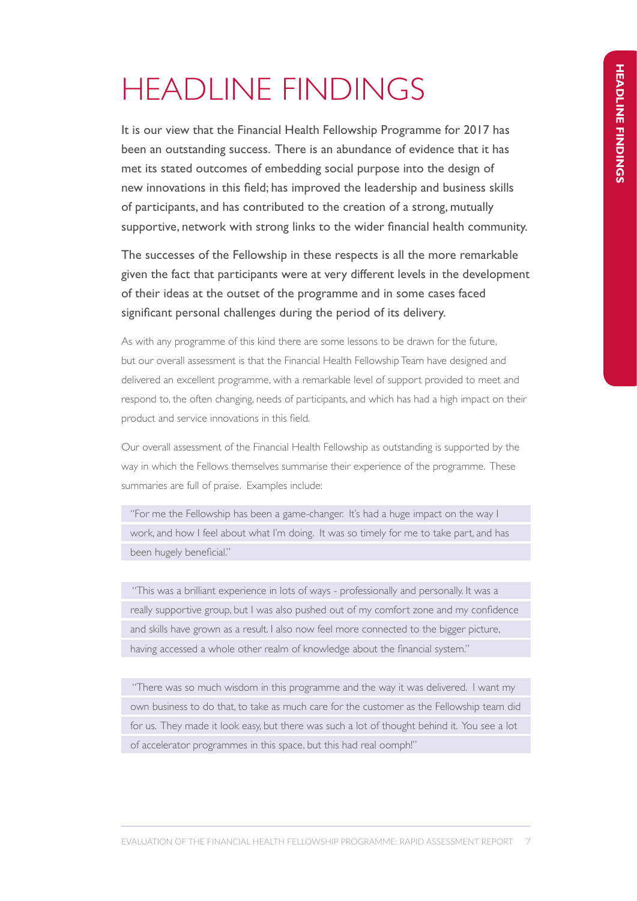# HEADLINE FINDINGS

It is our view that the Financial Health Fellowship Programme for 2017 has been an outstanding success. There is an abundance of evidence that it has met its stated outcomes of embedding social purpose into the design of new innovations in this field; has improved the leadership and business skills of participants, and has contributed to the creation of a strong, mutually supportive, network with strong links to the wider financial health community.

The successes of the Fellowship in these respects is all the more remarkable given the fact that participants were at very different levels in the development of their ideas at the outset of the programme and in some cases faced significant personal challenges during the period of its delivery.

As with any programme of this kind there are some lessons to be drawn for the future, but our overall assessment is that the Financial Health Fellowship Team have designed and delivered an excellent programme, with a remarkable level of support provided to meet and respond to, the often changing, needs of participants, and which has had a high impact on their product and service innovations in this field.

Our overall assessment of the Financial Health Fellowship as outstanding is supported by the way in which the Fellows themselves summarise their experience of the programme. These summaries are full of praise. Examples include:

> "For me the Fellowship has been a game-changer. It's had a huge impact on the way I work, and how I feel about what I'm doing. It was so timely for me to take part, and has been hugely beneficial."

> "This was a brilliant experience in lots of ways - professionally and personally. It was a really supportive group, but I was also pushed out of my comfort zone and my confidence and skills have grown as a result. I also now feel more connected to the bigger picture, having accessed a whole other realm of knowledge about the financial system."

> "There was so much wisdom in this programme and the way it was delivered. I want my own business to do that, to take as much care for the customer as the Fellowship team did for us. They made it look easy, but there was such a lot of thought behind it. You see a lot of accelerator programmes in this space, but this had real oomph!"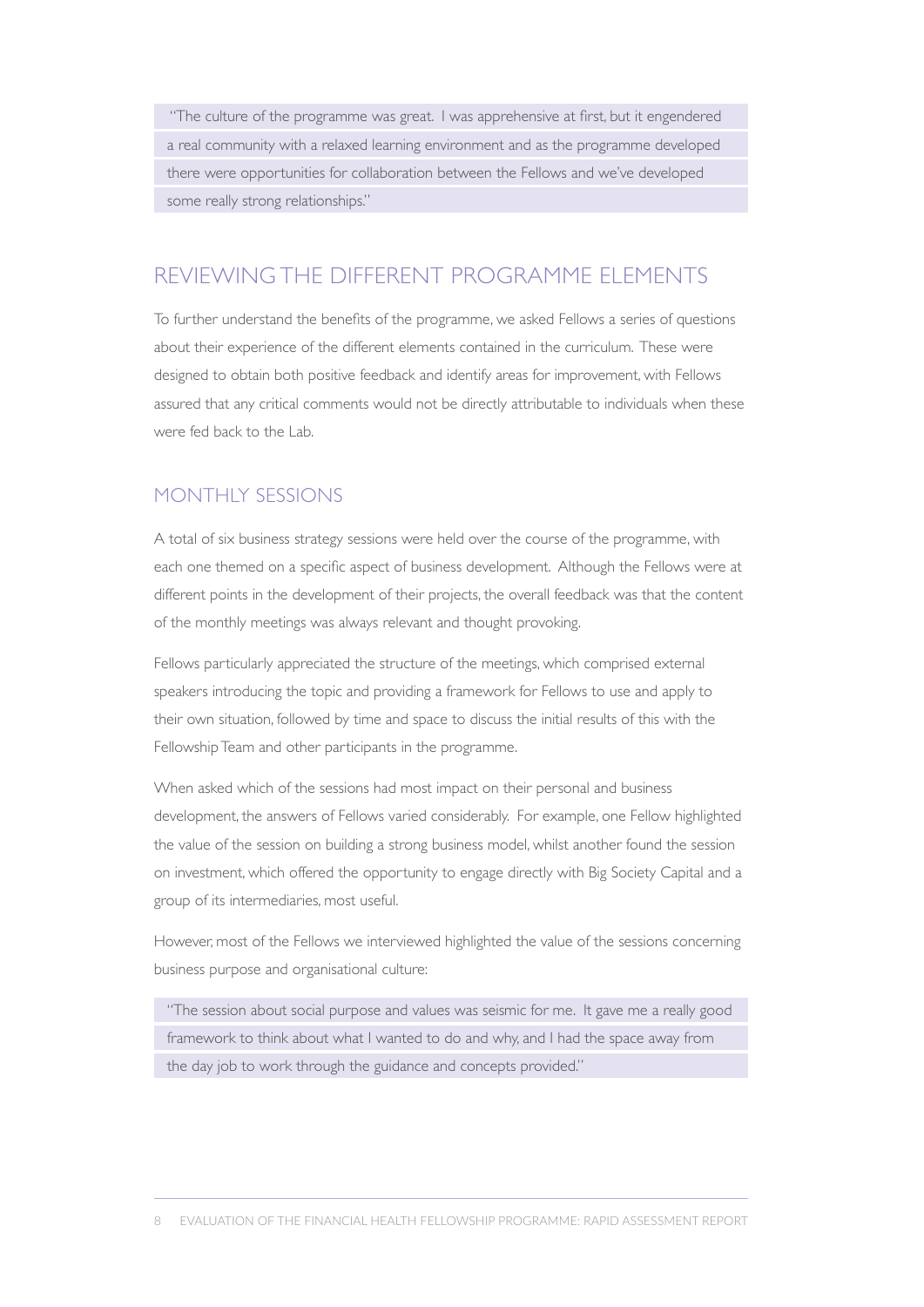> "The culture of the programme was great. I was apprehensive at first, but it engendered a real community with a relaxed learning environment and as the programme developed there were opportunities for collaboration between the Fellows and we've developed some really strong relationships."

## REVIEWING THE DIFFERENT PROGRAMME ELEMENTS

To further understand the benefits of the programme, we asked Fellows a series of questions about their experience of the different elements contained in the curriculum. These were designed to obtain both positive feedback and identify areas for improvement, with Fellows assured that any critical comments would not be directly attributable to individuals when these were fed back to the Lab.

### MONTHLY SESSIONS

A total of six business strategy sessions were held over the course of the programme, with each one themed on a specific aspect of business development. Although the Fellows were at different points in the development of their projects, the overall feedback was that the content of the monthly meetings was always relevant and thought provoking.

Fellows particularly appreciated the structure of the meetings, which comprised external speakers introducing the topic and providing a framework for Fellows to use and apply to their own situation, followed by time and space to discuss the initial results of this with the Fellowship Team and other participants in the programme.

When asked which of the sessions had most impact on their personal and business development, the answers of Fellows varied considerably. For example, one Fellow highlighted the value of the session on building a strong business model, whilst another found the session on investment, which offered the opportunity to engage directly with Big Society Capital and a group of its intermediaries, most useful.

However, most of the Fellows we interviewed highlighted the value of the sessions concerning business purpose and organisational culture:

> "The session about social purpose and values was seismic for me. It gave me a really good framework to think about what I wanted to do and why, and I had the space away from the day job to work through the guidance and concepts provided."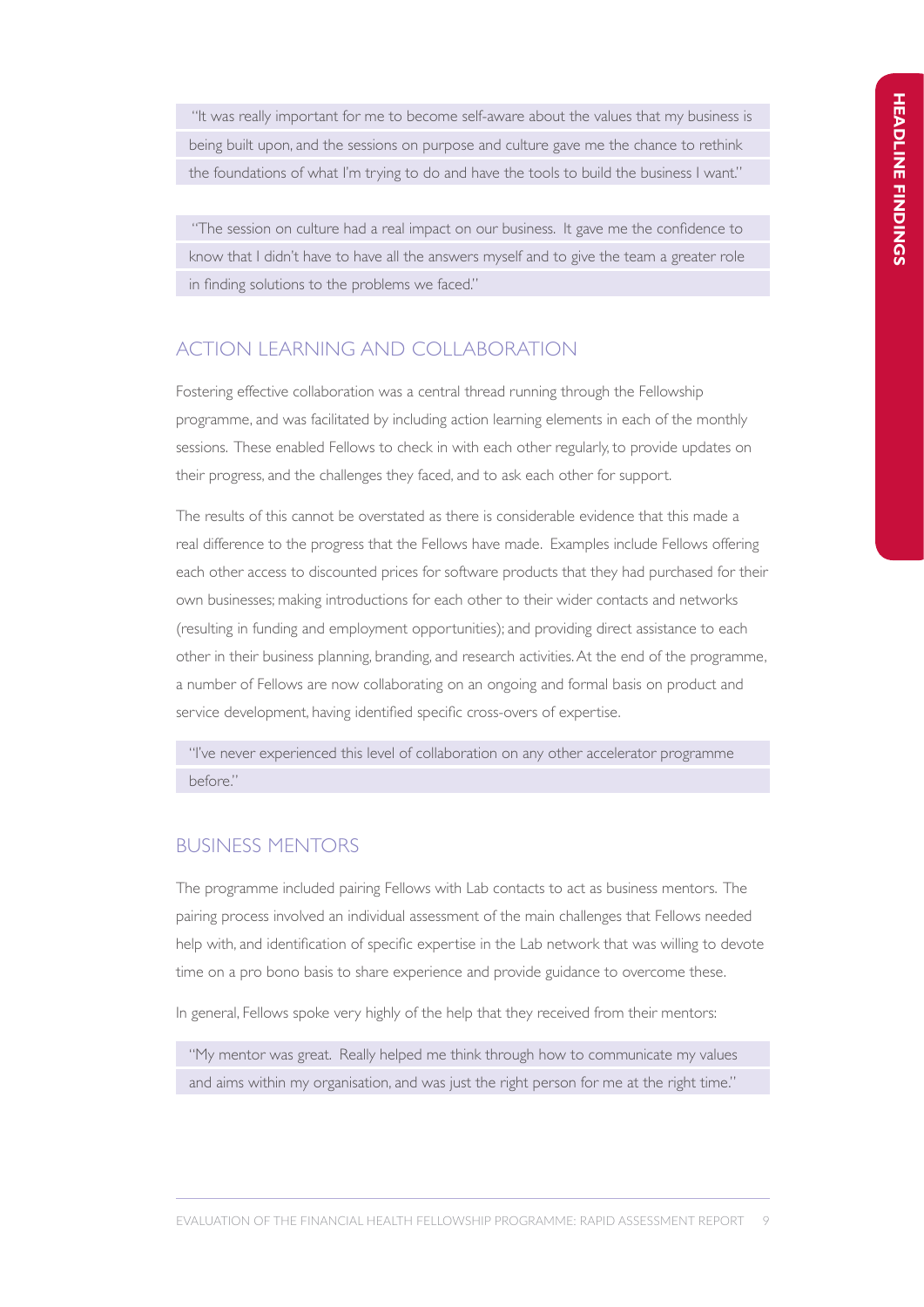> "It was really important for me to become self-aware about the values that my business is being built upon, and the sessions on purpose and culture gave me the chance to rethink the foundations of what I'm trying to do and have the tools to build the business I want."

> "The session on culture had a real impact on our business. It gave me the confidence to know that I didn't have to have all the answers myself and to give the team a greater role in finding solutions to the problems we faced."

## ACTION LEARNING AND COLLABORATION

Fostering effective collaboration was a central thread running through the Fellowship programme, and was facilitated by including action learning elements in each of the monthly sessions. These enabled Fellows to check in with each other regularly, to provide updates on their progress, and the challenges they faced, and to ask each other for support.

The results of this cannot be overstated as there is considerable evidence that this made a real difference to the progress that the Fellows have made. Examples include Fellows offering each other access to discounted prices for software products that they had purchased for their own businesses; making introductions for each other to their wider contacts and networks (resulting in funding and employment opportunities); and providing direct assistance to each other in their business planning, branding, and research activities. At the end of the programme, a number of Fellows are now collaborating on an ongoing and formal basis on product and service development, having identified specific cross-overs of expertise.

> "I've never experienced this level of collaboration on any other accelerator programme before."

## BUSINESS MENTORS

The programme included pairing Fellows with Lab contacts to act as business mentors. The pairing process involved an individual assessment of the main challenges that Fellows needed help with, and identification of specific expertise in the Lab network that was willing to devote time on a pro bono basis to share experience and provide guidance to overcome these.

In general, Fellows spoke very highly of the help that they received from their mentors:

> "My mentor was great. Really helped me think through how to communicate my values and aims within my organisation, and was just the right person for me at the right time."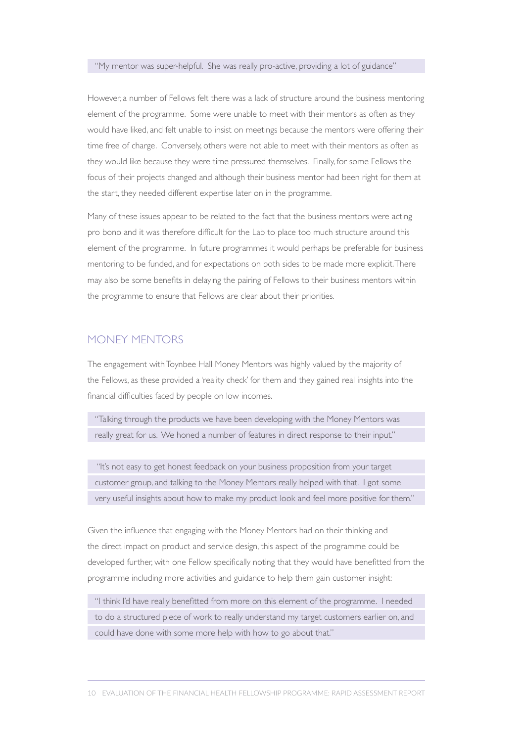> "My mentor was super-helpful. She was really pro-active, providing a lot of guidance"

However, a number of Fellows felt there was a lack of structure around the business mentoring element of the programme. Some were unable to meet with their mentors as often as they would have liked, and felt unable to insist on meetings because the mentors were offering their time free of charge. Conversely, others were not able to meet with their mentors as often as they would like because they were time pressured themselves. Finally, for some Fellows the focus of their projects changed and although their business mentor had been right for them at the start, they needed different expertise later on in the programme.

Many of these issues appear to be related to the fact that the business mentors were acting pro bono and it was therefore difficult for the Lab to place too much structure around this element of the programme. In future programmes it would perhaps be preferable for business mentoring to be funded, and for expectations on both sides to be made more explicit. There may also be some benefits in delaying the pairing of Fellows to their business mentors within the programme to ensure that Fellows are clear about their priorities.

## MONEY MENTORS

The engagement with Toynbee Hall Money Mentors was highly valued by the majority of the Fellows, as these provided a 'reality check' for them and they gained real insights into the financial difficulties faced by people on low incomes.

> "Talking through the products we have been developing with the Money Mentors was really great for us. We honed a number of features in direct response to their input."

> "It's not easy to get honest feedback on your business proposition from your target customer group, and talking to the Money Mentors really helped with that. I got some very useful insights about how to make my product look and feel more positive for them."

Given the influence that engaging with the Money Mentors had on their thinking and the direct impact on product and service design, this aspect of the programme could be developed further, with one Fellow specifically noting that they would have benefitted from the programme including more activities and guidance to help them gain customer insight:

> "I think I'd have really benefitted from more on this element of the programme. I needed to do a structured piece of work to really understand my target customers earlier on, and could have done with some more help with how to go about that."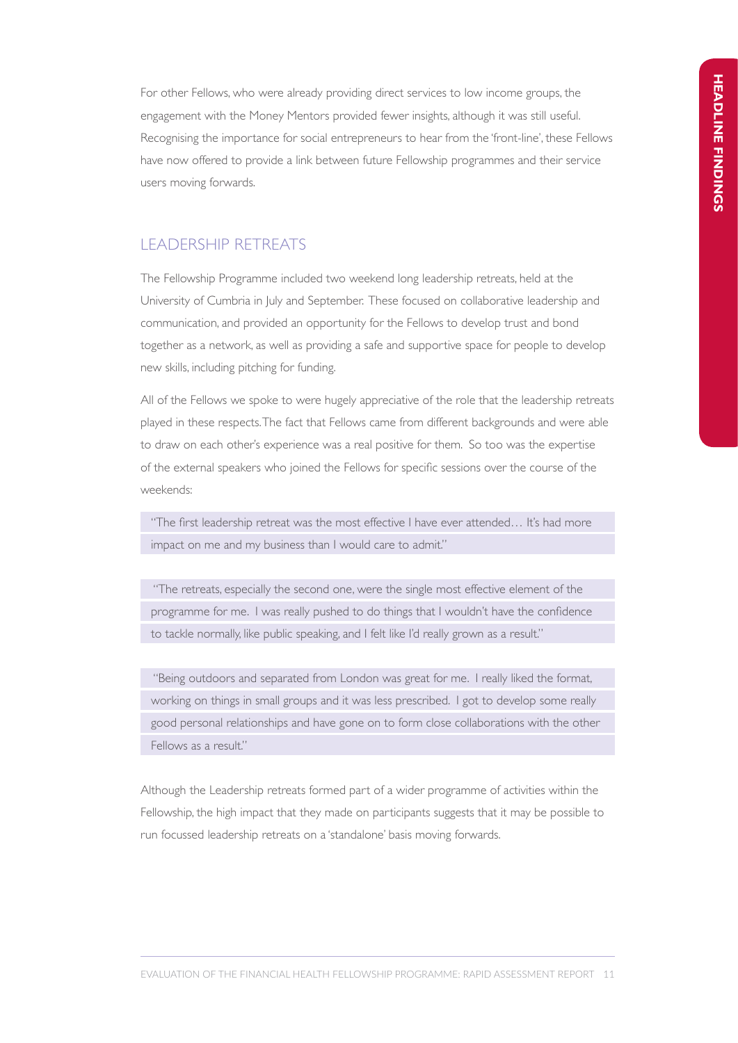For other Fellows, who were already providing direct services to low income groups, the engagement with the Money Mentors provided fewer insights, although it was still useful. Recognising the importance for social entrepreneurs to hear from the 'front-line', these Fellows have now offered to provide a link between future Fellowship programmes and their service users moving forwards.

## LEADERSHIP RETREATS

The Fellowship Programme included two weekend long leadership retreats, held at the University of Cumbria in July and September. These focused on collaborative leadership and communication, and provided an opportunity for the Fellows to develop trust and bond together as a network, as well as providing a safe and supportive space for people to develop new skills, including pitching for funding.

All of the Fellows we spoke to were hugely appreciative of the role that the leadership retreats played in these respects. The fact that Fellows came from different backgrounds and were able to draw on each other's experience was a real positive for them. So too was the expertise of the external speakers who joined the Fellows for specific sessions over the course of the weekends:

> "The first leadership retreat was the most effective I have ever attended… It's had more impact on me and my business than I would care to admit."

> "The retreats, especially the second one, were the single most effective element of the programme for me. I was really pushed to do things that I wouldn't have the confidence to tackle normally, like public speaking, and I felt like I'd really grown as a result."

> "Being outdoors and separated from London was great for me. I really liked the format, working on things in small groups and it was less prescribed. I got to develop some really good personal relationships and have gone on to form close collaborations with the other Fellows as a result."

Although the Leadership retreats formed part of a wider programme of activities within the Fellowship, the high impact that they made on participants suggests that it may be possible to run focussed leadership retreats on a 'standalone' basis moving forwards.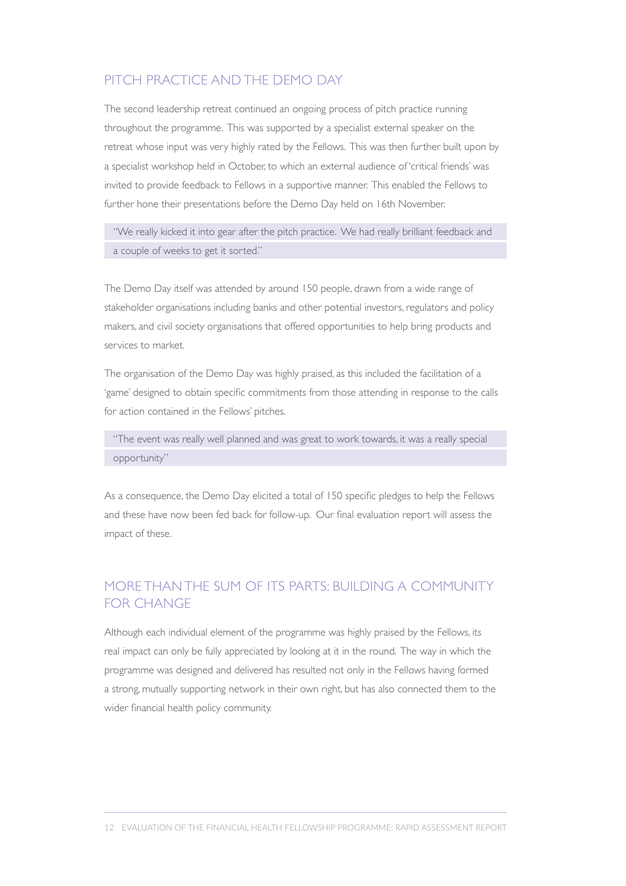## PITCH PRACTICE AND THE DEMO DAY

The second leadership retreat continued an ongoing process of pitch practice running throughout the programme. This was supported by a specialist external speaker on the retreat whose input was very highly rated by the Fellows. This was then further built upon by a specialist workshop held in October, to which an external audience of 'critical friends' was invited to provide feedback to Fellows in a supportive manner. This enabled the Fellows to further hone their presentations before the Demo Day held on 16th November.

> "We really kicked it into gear after the pitch practice. We had really brilliant feedback and a couple of weeks to get it sorted."

The Demo Day itself was attended by around 150 people, drawn from a wide range of stakeholder organisations including banks and other potential investors, regulators and policy makers, and civil society organisations that offered opportunities to help bring products and services to market.

The organisation of the Demo Day was highly praised, as this included the facilitation of a 'game' designed to obtain specific commitments from those attending in response to the calls for action contained in the Fellows' pitches.

> "The event was really well planned and was great to work towards, it was a really special opportunity"

As a consequence, the Demo Day elicited a total of 150 specific pledges to help the Fellows and these have now been fed back for follow-up. Our final evaluation report will assess the impact of these.

## MORE THAN THE SUM OF ITS PARTS: BUILDING A COMMUNITY FOR CHANGE

Although each individual element of the programme was highly praised by the Fellows, its real impact can only be fully appreciated by looking at it in the round. The way in which the programme was designed and delivered has resulted not only in the Fellows having formed a strong, mutually supporting network in their own right, but has also connected them to the wider financial health policy community.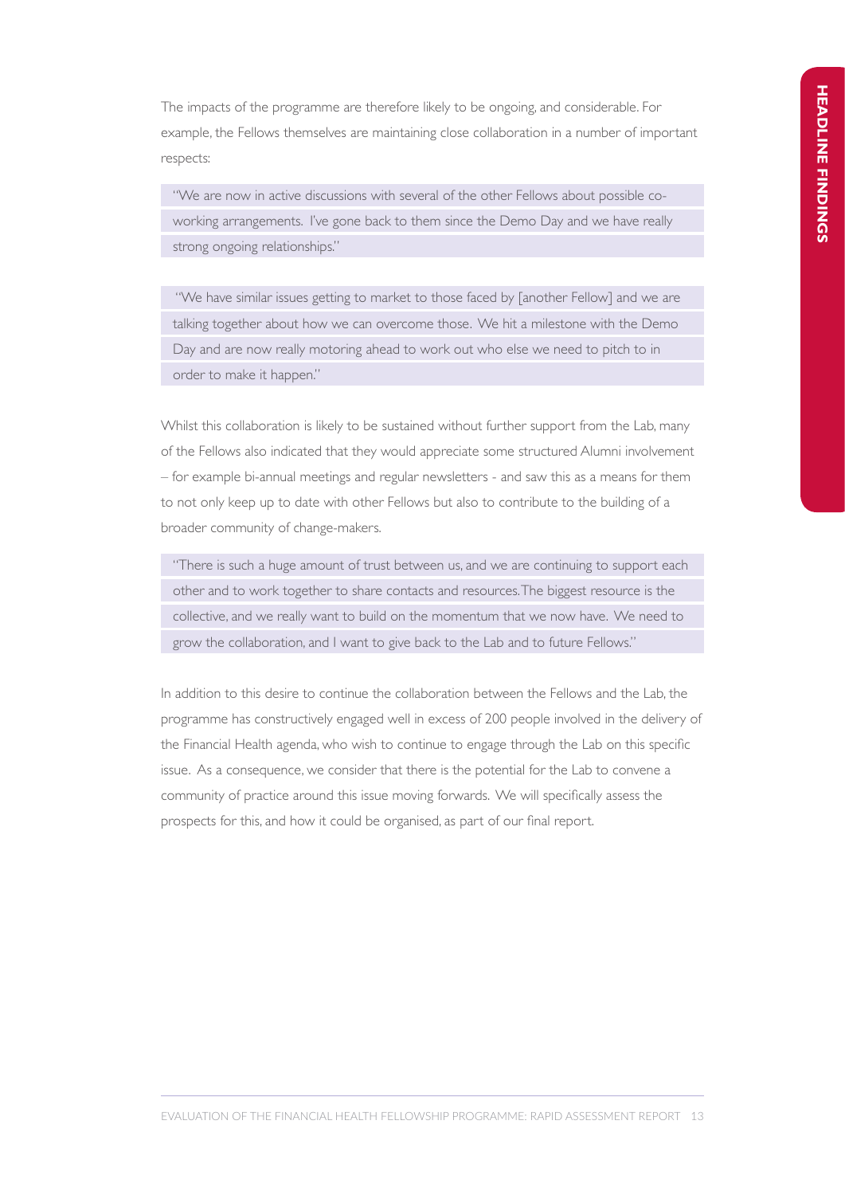The impacts of the programme are therefore likely to be ongoing, and considerable. For example, the Fellows themselves are maintaining close collaboration in a number of important respects:

> "We are now in active discussions with several of the other Fellows about possible co-working arrangements. I've gone back to them since the Demo Day and we have really strong ongoing relationships."

> "We have similar issues getting to market to those faced by [another Fellow] and we are talking together about how we can overcome those. We hit a milestone with the Demo Day and are now really motoring ahead to work out who else we need to pitch to in order to make it happen."

Whilst this collaboration is likely to be sustained without further support from the Lab, many of the Fellows also indicated that they would appreciate some structured Alumni involvement – for example bi-annual meetings and regular newsletters - and saw this as a means for them to not only keep up to date with other Fellows but also to contribute to the building of a broader community of change-makers.

> "There is such a huge amount of trust between us, and we are continuing to support each other and to work together to share contacts and resources. The biggest resource is the collective, and we really want to build on the momentum that we now have. We need to grow the collaboration, and I want to give back to the Lab and to future Fellows."

In addition to this desire to continue the collaboration between the Fellows and the Lab, the programme has constructively engaged well in excess of 200 people involved in the delivery of the Financial Health agenda, who wish to continue to engage through the Lab on this specific issue. As a consequence, we consider that there is the potential for the Lab to convene a community of practice around this issue moving forwards. We will specifically assess the prospects for this, and how it could be organised, as part of our final report.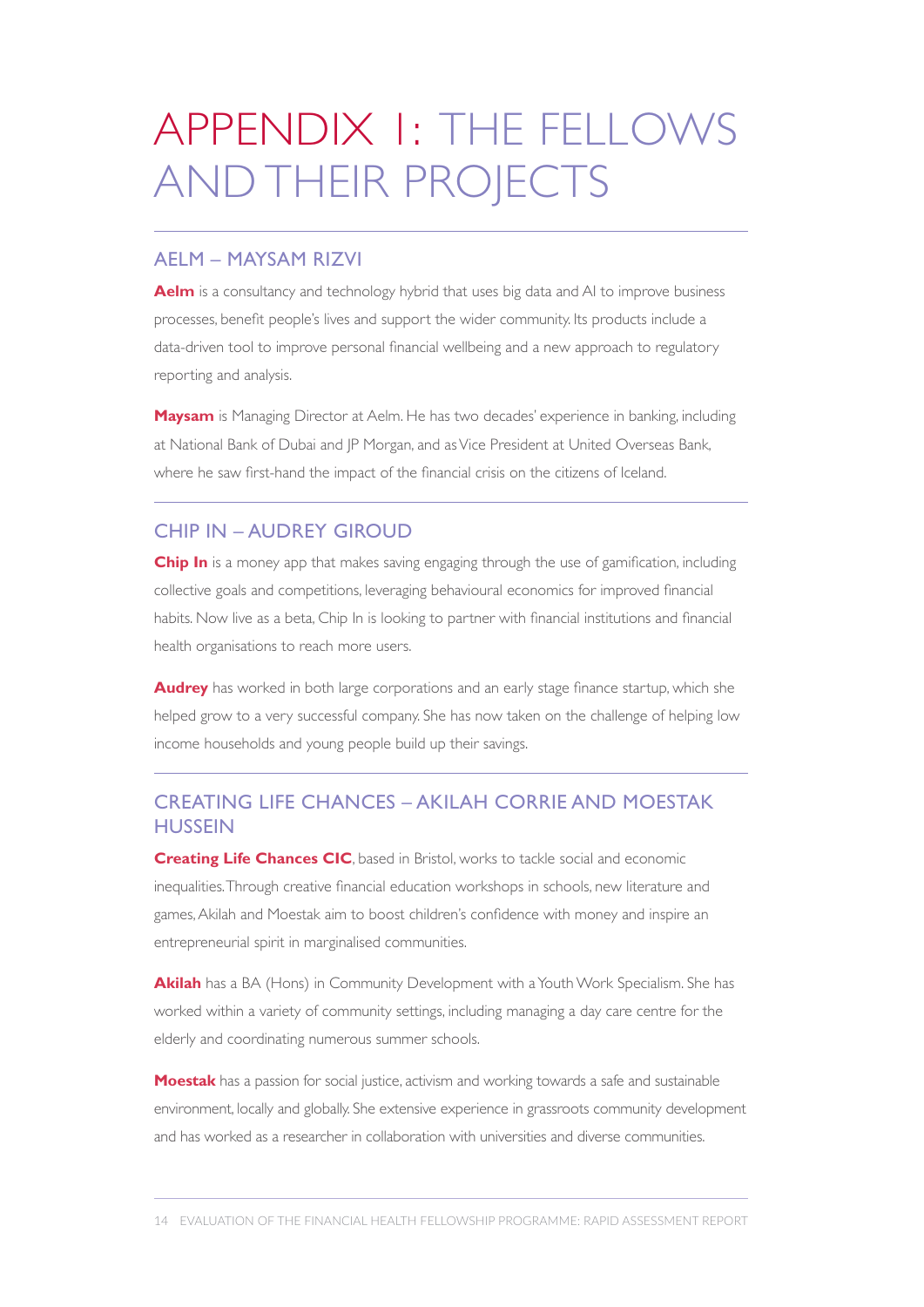# APPENDIX 1: THE FELLOWS AND THEIR PROJECTS

## AELM – MAYSAM RIZVI

**Aelm** is a consultancy and technology hybrid that uses big data and AI to improve business processes, benefit people's lives and support the wider community. Its products include a data-driven tool to improve personal financial wellbeing and a new approach to regulatory reporting and analysis.

**Maysam** is Managing Director at Aelm. He has two decades' experience in banking, including at National Bank of Dubai and JP Morgan, and as Vice President at United Overseas Bank, where he saw first-hand the impact of the financial crisis on the citizens of Iceland.

## CHIP IN – AUDREY GIROUD

**Chip In** is a money app that makes saving engaging through the use of gamification, including collective goals and competitions, leveraging behavioural economics for improved financial habits. Now live as a beta, Chip In is looking to partner with financial institutions and financial health organisations to reach more users.

**Audrey** has worked in both large corporations and an early stage finance startup, which she helped grow to a very successful company. She has now taken on the challenge of helping low income households and young people build up their savings.

## CREATING LIFE CHANCES – AKILAH CORRIE AND MOESTAK HUSSEIN

**Creating Life Chances CIC**, based in Bristol, works to tackle social and economic inequalities. Through creative financial education workshops in schools, new literature and games, Akilah and Moestak aim to boost children's confidence with money and inspire an entrepreneurial spirit in marginalised communities.

**Akilah** has a BA (Hons) in Community Development with a Youth Work Specialism. She has worked within a variety of community settings, including managing a day care centre for the elderly and coordinating numerous summer schools.

**Moestak** has a passion for social justice, activism and working towards a safe and sustainable environment, locally and globally. She extensive experience in grassroots community development and has worked as a researcher in collaboration with universities and diverse communities.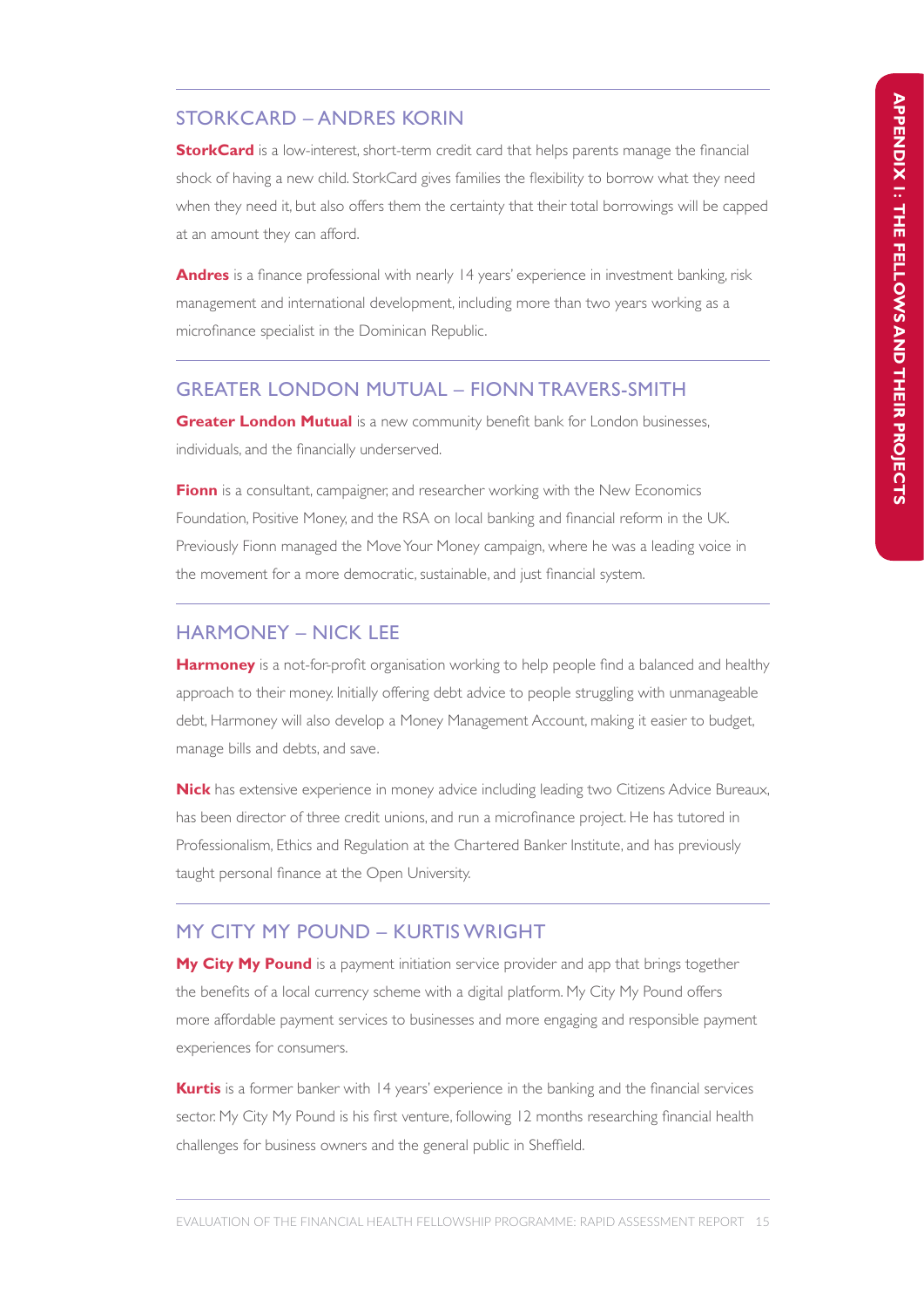## STORKCARD – ANDRES KORIN

**StorkCard** is a low-interest, short-term credit card that helps parents manage the financial shock of having a new child. StorkCard gives families the flexibility to borrow what they need when they need it, but also offers them the certainty that their total borrowings will be capped at an amount they can afford.

**Andres** is a finance professional with nearly 14 years' experience in investment banking, risk management and international development, including more than two years working as a microfinance specialist in the Dominican Republic.

## GREATER LONDON MUTUAL – FIONN TRAVERS-SMITH

**Greater London Mutual** is a new community benefit bank for London businesses, individuals, and the financially underserved.

**Fionn** is a consultant, campaigner, and researcher working with the New Economics Foundation, Positive Money, and the RSA on local banking and financial reform in the UK. Previously Fionn managed the Move Your Money campaign, where he was a leading voice in the movement for a more democratic, sustainable, and just financial system.

## HARMONEY – NICK LEE

**Harmoney** is a not-for-profit organisation working to help people find a balanced and healthy approach to their money. Initially offering debt advice to people struggling with unmanageable debt, Harmoney will also develop a Money Management Account, making it easier to budget, manage bills and debts, and save.

**Nick** has extensive experience in money advice including leading two Citizens Advice Bureaux, has been director of three credit unions, and run a microfinance project. He has tutored in Professionalism, Ethics and Regulation at the Chartered Banker Institute, and has previously taught personal finance at the Open University.

## MY CITY MY POUND – KURTIS WRIGHT

**My City My Pound** is a payment initiation service provider and app that brings together the benefits of a local currency scheme with a digital platform. My City My Pound offers more affordable payment services to businesses and more engaging and responsible payment experiences for consumers.

**Kurtis** is a former banker with 14 years' experience in the banking and the financial services sector. My City My Pound is his first venture, following 12 months researching financial health challenges for business owners and the general public in Sheffield.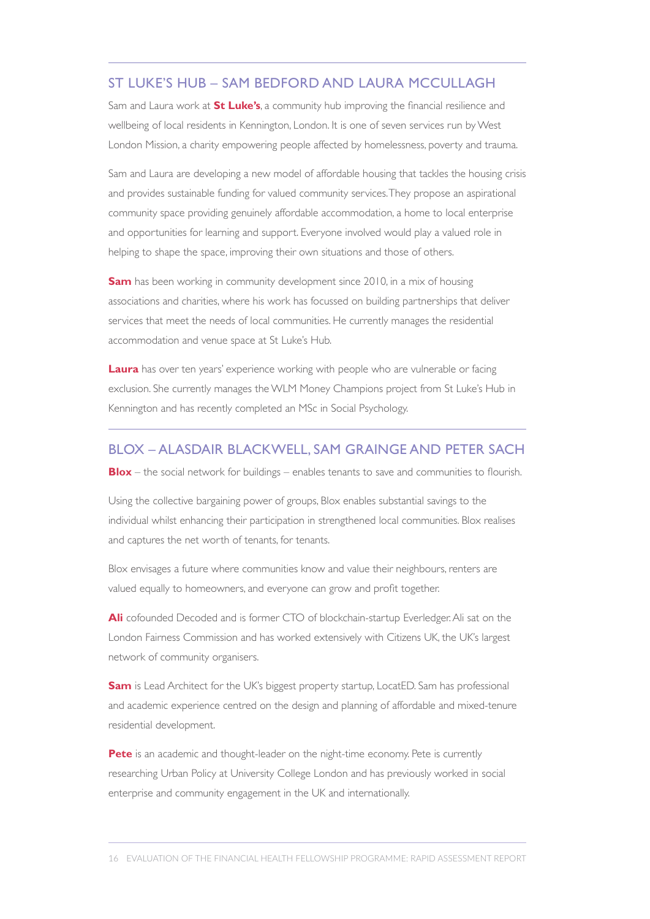## ST LUKE'S HUB – SAM BEDFORD AND LAURA MCCULLAGH

Sam and Laura work at **St Luke's**, a community hub improving the financial resilience and wellbeing of local residents in Kennington, London. It is one of seven services run by West London Mission, a charity empowering people affected by homelessness, poverty and trauma.

Sam and Laura are developing a new model of affordable housing that tackles the housing crisis and provides sustainable funding for valued community services. They propose an aspirational community space providing genuinely affordable accommodation, a home to local enterprise and opportunities for learning and support. Everyone involved would play a valued role in helping to shape the space, improving their own situations and those of others.

**Sam** has been working in community development since 2010, in a mix of housing associations and charities, where his work has focussed on building partnerships that deliver services that meet the needs of local communities. He currently manages the residential accommodation and venue space at St Luke's Hub.

**Laura** has over ten years' experience working with people who are vulnerable or facing exclusion. She currently manages the WLM Money Champions project from St Luke's Hub in Kennington and has recently completed an MSc in Social Psychology.

## BLOX – ALASDAIR BLACKWELL, SAM GRAINGE AND PETER SACH

**Blox** – the social network for buildings – enables tenants to save and communities to flourish.

Using the collective bargaining power of groups, Blox enables substantial savings to the individual whilst enhancing their participation in strengthened local communities. Blox realises and captures the net worth of tenants, for tenants.

Blox envisages a future where communities know and value their neighbours, renters are valued equally to homeowners, and everyone can grow and profit together.

**Ali** cofounded Decoded and is former CTO of blockchain-startup Everledger. Ali sat on the London Fairness Commission and has worked extensively with Citizens UK, the UK's largest network of community organisers.

**Sam** is Lead Architect for the UK's biggest property startup, LocatED. Sam has professional and academic experience centred on the design and planning of affordable and mixed-tenure residential development.

**Pete** is an academic and thought-leader on the night-time economy. Pete is currently researching Urban Policy at University College London and has previously worked in social enterprise and community engagement in the UK and internationally.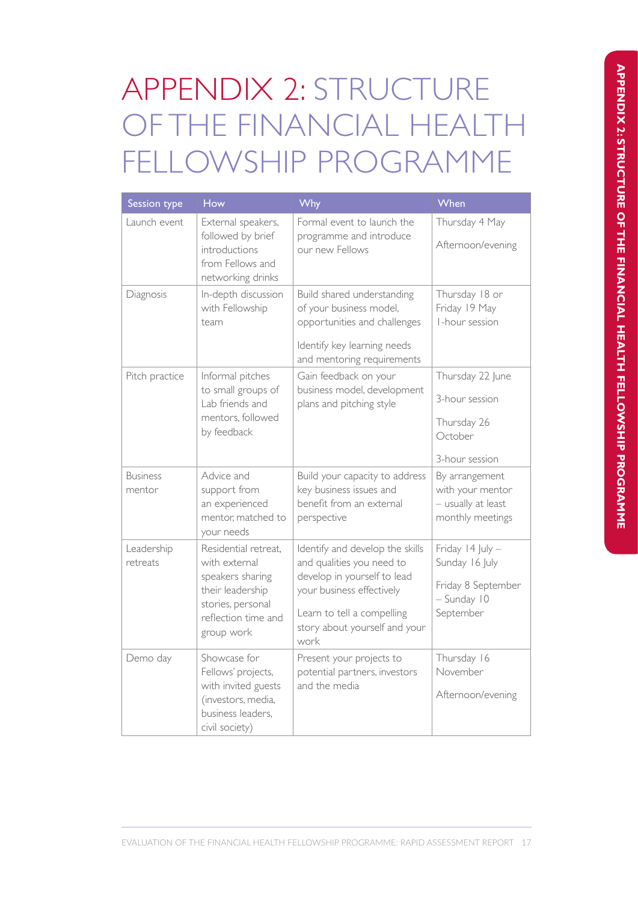# APPENDIX 2: STRUCTURE OF THE FINANCIAL HEALTH FELLOWSHIP PROGRAMME

| Session type | How | Why | When |
|---|---|---|---|
| Launch event | External speakers, followed by brief introductions from Fellows and networking drinks | Formal event to launch the programme and introduce our new Fellows | Thursday 4 May<br><br>Afternoon/evening |
| Diagnosis | In-depth discussion with Fellowship team | Build shared understanding of your business model, opportunities and challenges<br><br>Identify key learning needs and mentoring requirements | Thursday 18 or Friday 19 May<br>1-hour session |
| Pitch practice | Informal pitches to small groups of Lab friends and mentors, followed by feedback | Gain feedback on your business model, development plans and pitching style | Thursday 22 June<br><br>3-hour session<br><br>Thursday 26 October<br><br>3-hour session |
| Business mentor | Advice and support from an experienced mentor, matched to your needs | Build your capacity to address key business issues and benefit from an external perspective | By arrangement with your mentor – usually at least monthly meetings |
| Leadership retreats | Residential retreat, with external speakers sharing their leadership stories, personal reflection time and group work | Identify and develop the skills and qualities you need to develop in yourself to lead your business effectively<br><br>Learn to tell a compelling story about yourself and your work | Friday 14 July – Sunday 16 July<br><br>Friday 8 September – Sunday 10 September |
| Demo day | Showcase for Fellows' projects, with invited guests (investors, media, business leaders, civil society) | Present your projects to potential partners, investors and the media | Thursday 16 November<br><br>Afternoon/evening |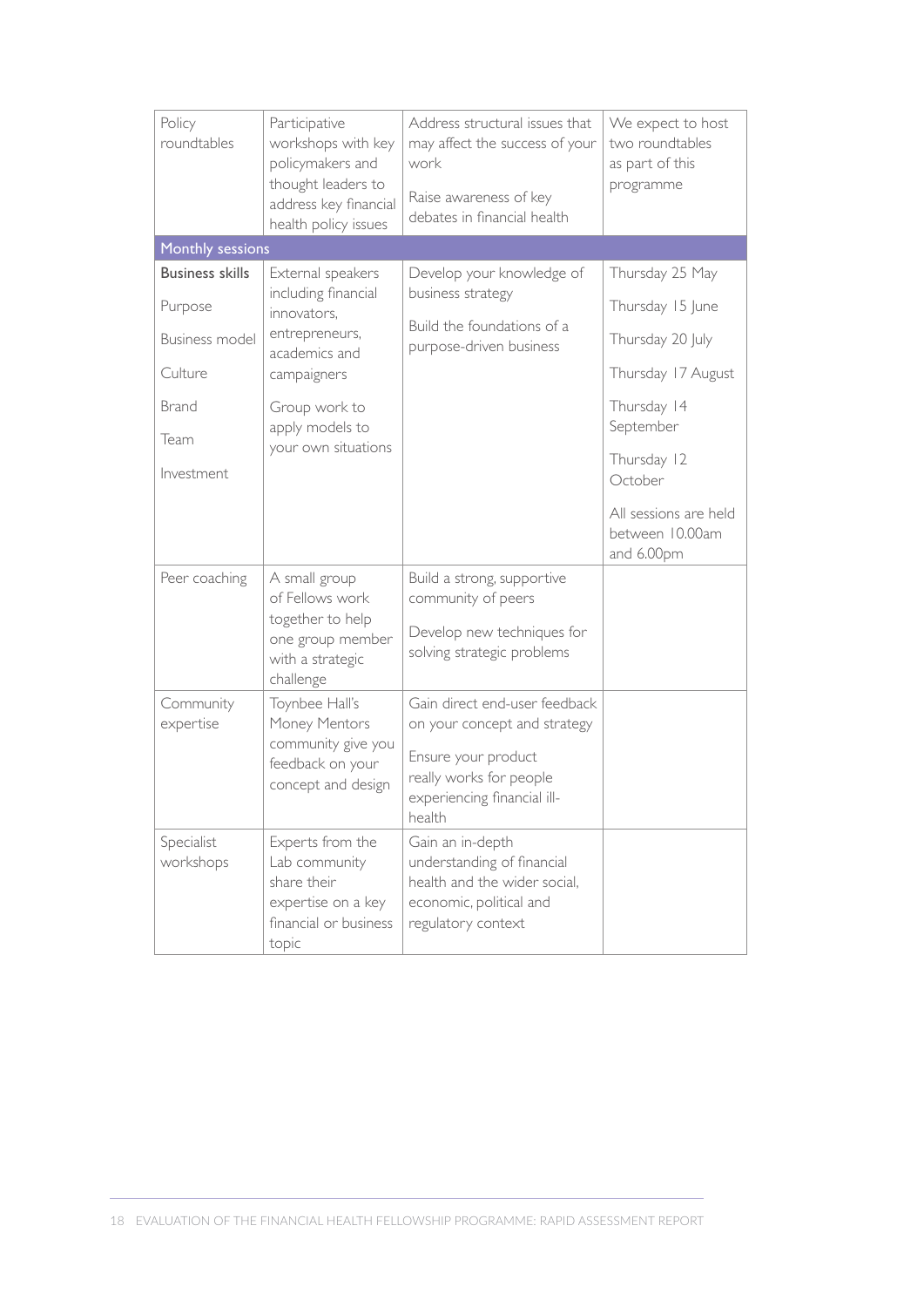| | | | |
|---|---|---|---|
| Policy roundtables | Participative workshops with key policymakers and thought leaders to address key financial health policy issues | Address structural issues that may affect the success of your work<br><br>Raise awareness of key debates in financial health | We expect to host two roundtables as part of this programme |
| **Monthly sessions** | | | |
| **Business skills**<br><br>Purpose<br><br>Business model<br><br>Culture<br><br>Brand<br><br>Team<br><br>Investment | External speakers including financial innovators, entrepreneurs, academics and campaigners<br><br>Group work to apply models to your own situations | Develop your knowledge of business strategy<br><br>Build the foundations of a purpose-driven business | Thursday 25 May<br><br>Thursday 15 June<br><br>Thursday 20 July<br><br>Thursday 17 August<br><br>Thursday 14 September<br><br>Thursday 12 October<br><br>All sessions are held between 10.00am and 6.00pm |
| Peer coaching | A small group of Fellows work together to help one group member with a strategic challenge | Build a strong, supportive community of peers<br><br>Develop new techniques for solving strategic problems | |
| Community expertise | Toynbee Hall's Money Mentors community give you feedback on your concept and design | Gain direct end-user feedback on your concept and strategy<br><br>Ensure your product really works for people experiencing financial ill-health | |
| Specialist workshops | Experts from the Lab community share their expertise on a key financial or business topic | Gain an in-depth understanding of financial health and the wider social, economic, political and regulatory context | |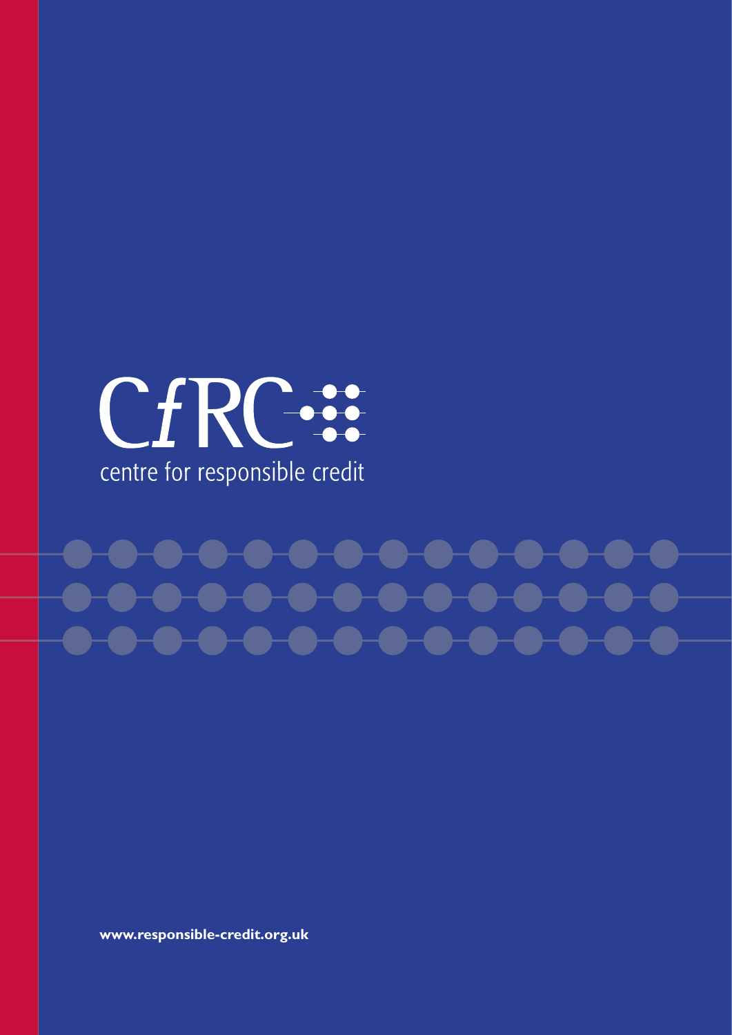CfRC

centre for responsible credit

**www.responsible-credit.org.uk**